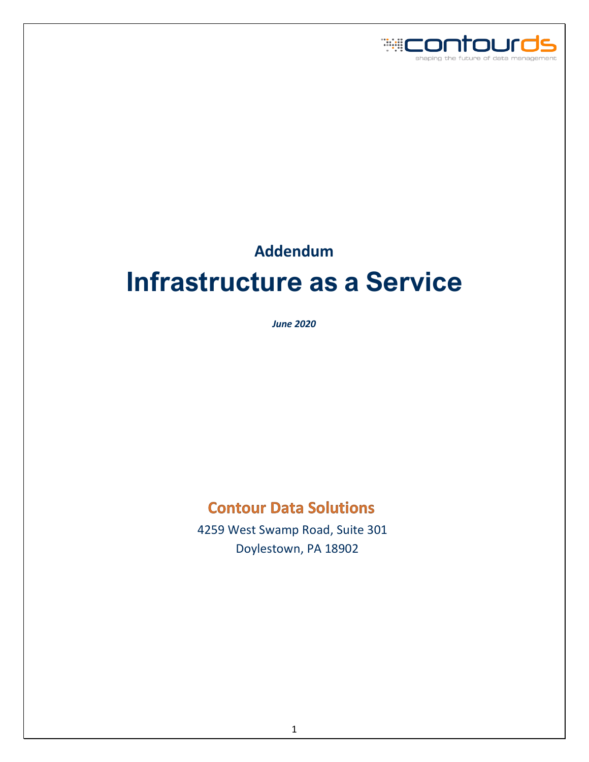contourds

shaping the future of data management

## Addendum

# Infrastructure as a Service

*June 2020*

**Contour Data Solutions**

4259 West Swamp Road, Suite 301

Doylestown, PA 18902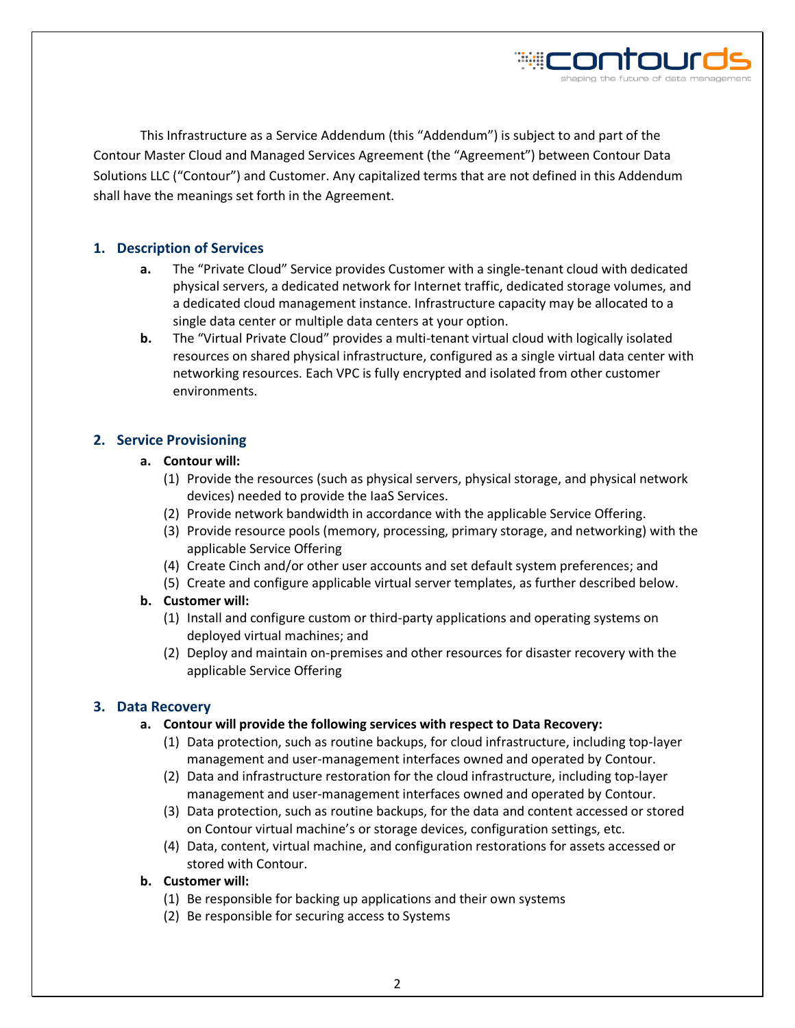This Infrastructure as a Service Addendum (this "Addendum") is subject to and part of the Contour Master Cloud and Managed Services Agreement (the "Agreement") between Contour Data Solutions LLC ("Contour") and Customer. Any capitalized terms that are not defined in this Addendum shall have the meanings set forth in the Agreement.

## 1. Description of Services

**a.** The "Private Cloud" Service provides Customer with a single-tenant cloud with dedicated physical servers, a dedicated network for Internet traffic, dedicated storage volumes, and a dedicated cloud management instance. Infrastructure capacity may be allocated to a single data center or multiple data centers at your option.

**b.** The "Virtual Private Cloud" provides a multi-tenant virtual cloud with logically isolated resources on shared physical infrastructure, configured as a single virtual data center with networking resources. Each VPC is fully encrypted and isolated from other customer environments.

## 2. Service Provisioning

**a. Contour will:**

(1) Provide the resources (such as physical servers, physical storage, and physical network devices) needed to provide the IaaS Services.

(2) Provide network bandwidth in accordance with the applicable Service Offering.

(3) Provide resource pools (memory, processing, primary storage, and networking) with the applicable Service Offering

(4) Create Cinch and/or other user accounts and set default system preferences; and

(5) Create and configure applicable virtual server templates, as further described below.

**b. Customer will:**

(1) Install and configure custom or third-party applications and operating systems on deployed virtual machines; and

(2) Deploy and maintain on-premises and other resources for disaster recovery with the applicable Service Offering

## 3. Data Recovery

**a. Contour will provide the following services with respect to Data Recovery:**

(1) Data protection, such as routine backups, for cloud infrastructure, including top-layer management and user-management interfaces owned and operated by Contour.

(2) Data and infrastructure restoration for the cloud infrastructure, including top-layer management and user-management interfaces owned and operated by Contour.

(3) Data protection, such as routine backups, for the data and content accessed or stored on Contour virtual machine's or storage devices, configuration settings, etc.

(4) Data, content, virtual machine, and configuration restorations for assets accessed or stored with Contour.

**b. Customer will:**

(1) Be responsible for backing up applications and their own systems

(2) Be responsible for securing access to Systems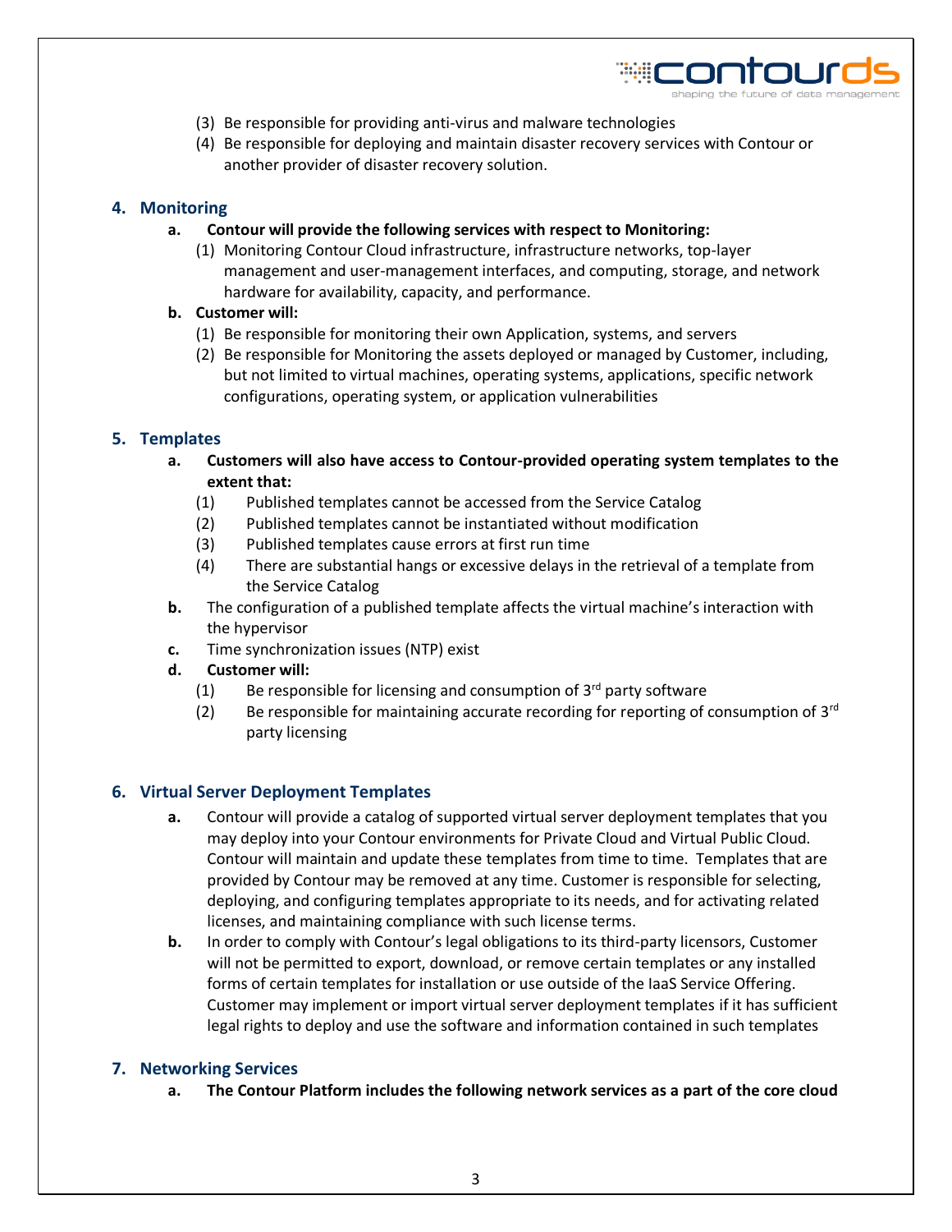(3) Be responsible for providing anti-virus and malware technologies
(4) Be responsible for deploying and maintain disaster recovery services with Contour or another provider of disaster recovery solution.

## 4. Monitoring

**a. Contour will provide the following services with respect to Monitoring:**

(1) Monitoring Contour Cloud infrastructure, infrastructure networks, top-layer management and user-management interfaces, and computing, storage, and network hardware for availability, capacity, and performance.

**b. Customer will:**

(1) Be responsible for monitoring their own Application, systems, and servers
(2) Be responsible for Monitoring the assets deployed or managed by Customer, including, but not limited to virtual machines, operating systems, applications, specific network configurations, operating system, or application vulnerabilities

## 5. Templates

**a. Customers will also have access to Contour-provided operating system templates to the extent that:**

(1) Published templates cannot be accessed from the Service Catalog
(2) Published templates cannot be instantiated without modification
(3) Published templates cause errors at first run time
(4) There are substantial hangs or excessive delays in the retrieval of a template from the Service Catalog

**b.** The configuration of a published template affects the virtual machine's interaction with the hypervisor

**c.** Time synchronization issues (NTP) exist

**d. Customer will:**

(1) Be responsible for licensing and consumption of 3rd party software
(2) Be responsible for maintaining accurate recording for reporting of consumption of 3rd party licensing

## 6. Virtual Server Deployment Templates

**a.** Contour will provide a catalog of supported virtual server deployment templates that you may deploy into your Contour environments for Private Cloud and Virtual Public Cloud. Contour will maintain and update these templates from time to time. Templates that are provided by Contour may be removed at any time. Customer is responsible for selecting, deploying, and configuring templates appropriate to its needs, and for activating related licenses, and maintaining compliance with such license terms.

**b.** In order to comply with Contour's legal obligations to its third-party licensors, Customer will not be permitted to export, download, or remove certain templates or any installed forms of certain templates for installation or use outside of the IaaS Service Offering. Customer may implement or import virtual server deployment templates if it has sufficient legal rights to deploy and use the software and information contained in such templates

## 7. Networking Services

**a. The Contour Platform includes the following network services as a part of the core cloud**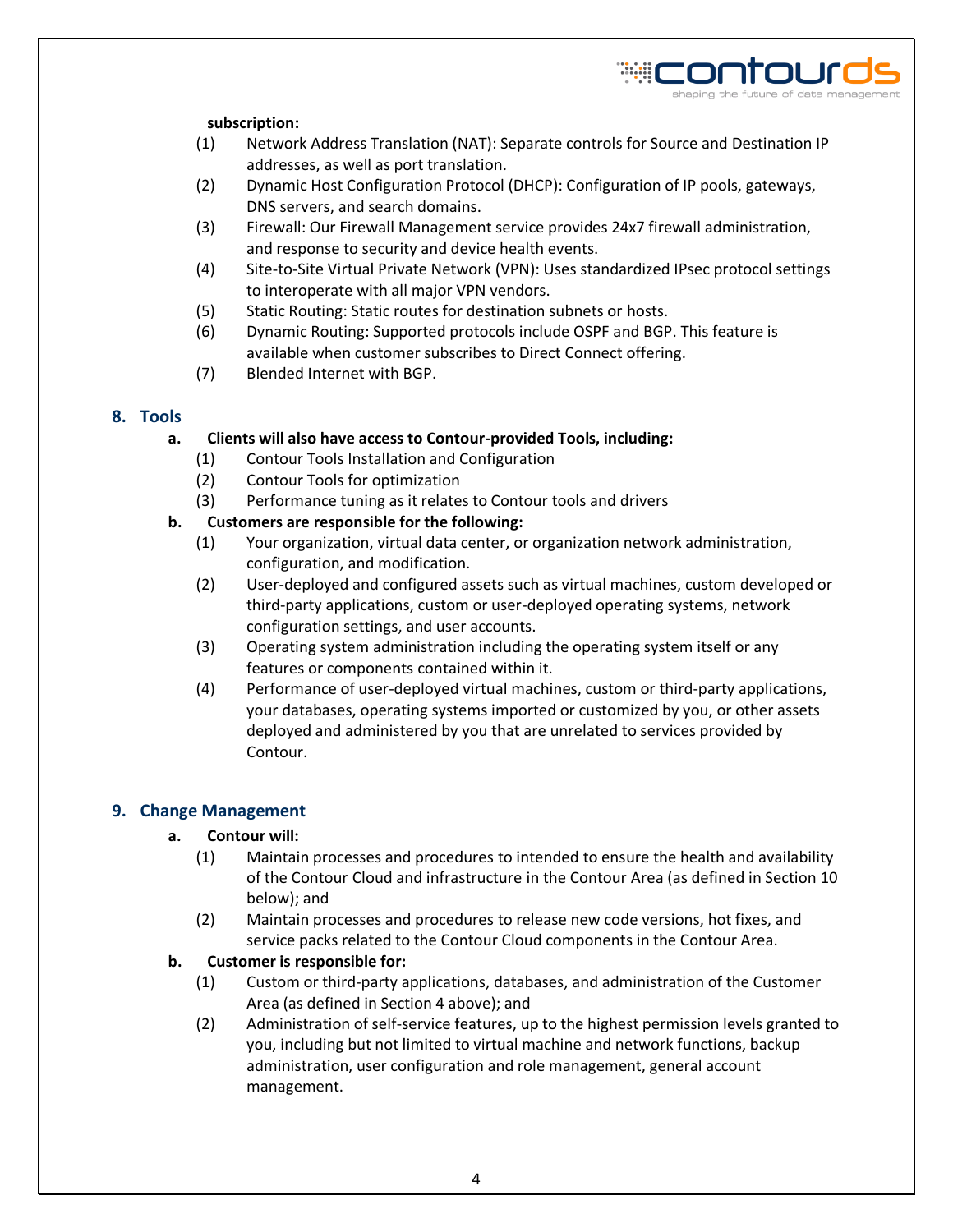**subscription:**

(1) Network Address Translation (NAT): Separate controls for Source and Destination IP addresses, as well as port translation.

(2) Dynamic Host Configuration Protocol (DHCP): Configuration of IP pools, gateways, DNS servers, and search domains.

(3) Firewall: Our Firewall Management service provides 24x7 firewall administration, and response to security and device health events.

(4) Site-to-Site Virtual Private Network (VPN): Uses standardized IPsec protocol settings to interoperate with all major VPN vendors.

(5) Static Routing: Static routes for destination subnets or hosts.

(6) Dynamic Routing: Supported protocols include OSPF and BGP. This feature is available when customer subscribes to Direct Connect offering.

(7) Blended Internet with BGP.

## 8. Tools

**a. Clients will also have access to Contour-provided Tools, including:**

(1) Contour Tools Installation and Configuration

(2) Contour Tools for optimization

(3) Performance tuning as it relates to Contour tools and drivers

**b. Customers are responsible for the following:**

(1) Your organization, virtual data center, or organization network administration, configuration, and modification.

(2) User-deployed and configured assets such as virtual machines, custom developed or third-party applications, custom or user-deployed operating systems, network configuration settings, and user accounts.

(3) Operating system administration including the operating system itself or any features or components contained within it.

(4) Performance of user-deployed virtual machines, custom or third-party applications, your databases, operating systems imported or customized by you, or other assets deployed and administered by you that are unrelated to services provided by Contour.

## 9. Change Management

**a. Contour will:**

(1) Maintain processes and procedures to intended to ensure the health and availability of the Contour Cloud and infrastructure in the Contour Area (as defined in Section 10 below); and

(2) Maintain processes and procedures to release new code versions, hot fixes, and service packs related to the Contour Cloud components in the Contour Area.

**b. Customer is responsible for:**

(1) Custom or third-party applications, databases, and administration of the Customer Area (as defined in Section 4 above); and

(2) Administration of self-service features, up to the highest permission levels granted to you, including but not limited to virtual machine and network functions, backup administration, user configuration and role management, general account management.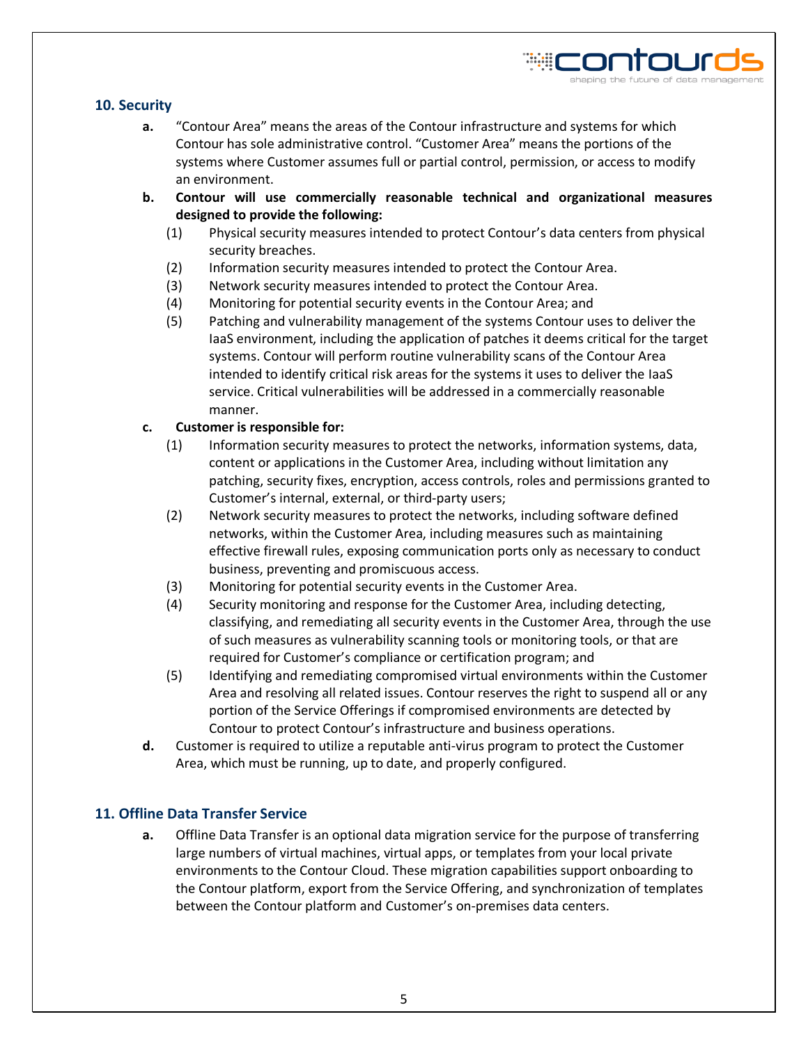## 10. Security

**a.** "Contour Area" means the areas of the Contour infrastructure and systems for which Contour has sole administrative control. "Customer Area" means the portions of the systems where Customer assumes full or partial control, permission, or access to modify an environment.

**b.** **Contour will use commercially reasonable technical and organizational measures designed to provide the following:**

(1) Physical security measures intended to protect Contour's data centers from physical security breaches.

(2) Information security measures intended to protect the Contour Area.

(3) Network security measures intended to protect the Contour Area.

(4) Monitoring for potential security events in the Contour Area; and

(5) Patching and vulnerability management of the systems Contour uses to deliver the IaaS environment, including the application of patches it deems critical for the target systems. Contour will perform routine vulnerability scans of the Contour Area intended to identify critical risk areas for the systems it uses to deliver the IaaS service. Critical vulnerabilities will be addressed in a commercially reasonable manner.

**c.** **Customer is responsible for:**

(1) Information security measures to protect the networks, information systems, data, content or applications in the Customer Area, including without limitation any patching, security fixes, encryption, access controls, roles and permissions granted to Customer's internal, external, or third-party users;

(2) Network security measures to protect the networks, including software defined networks, within the Customer Area, including measures such as maintaining effective firewall rules, exposing communication ports only as necessary to conduct business, preventing and promiscuous access.

(3) Monitoring for potential security events in the Customer Area.

(4) Security monitoring and response for the Customer Area, including detecting, classifying, and remediating all security events in the Customer Area, through the use of such measures as vulnerability scanning tools or monitoring tools, or that are required for Customer's compliance or certification program; and

(5) Identifying and remediating compromised virtual environments within the Customer Area and resolving all related issues. Contour reserves the right to suspend all or any portion of the Service Offerings if compromised environments are detected by Contour to protect Contour's infrastructure and business operations.

**d.** Customer is required to utilize a reputable anti-virus program to protect the Customer Area, which must be running, up to date, and properly configured.

## 11. Offline Data Transfer Service

**a.** Offline Data Transfer is an optional data migration service for the purpose of transferring large numbers of virtual machines, virtual apps, or templates from your local private environments to the Contour Cloud. These migration capabilities support onboarding to the Contour platform, export from the Service Offering, and synchronization of templates between the Contour platform and Customer's on-premises data centers.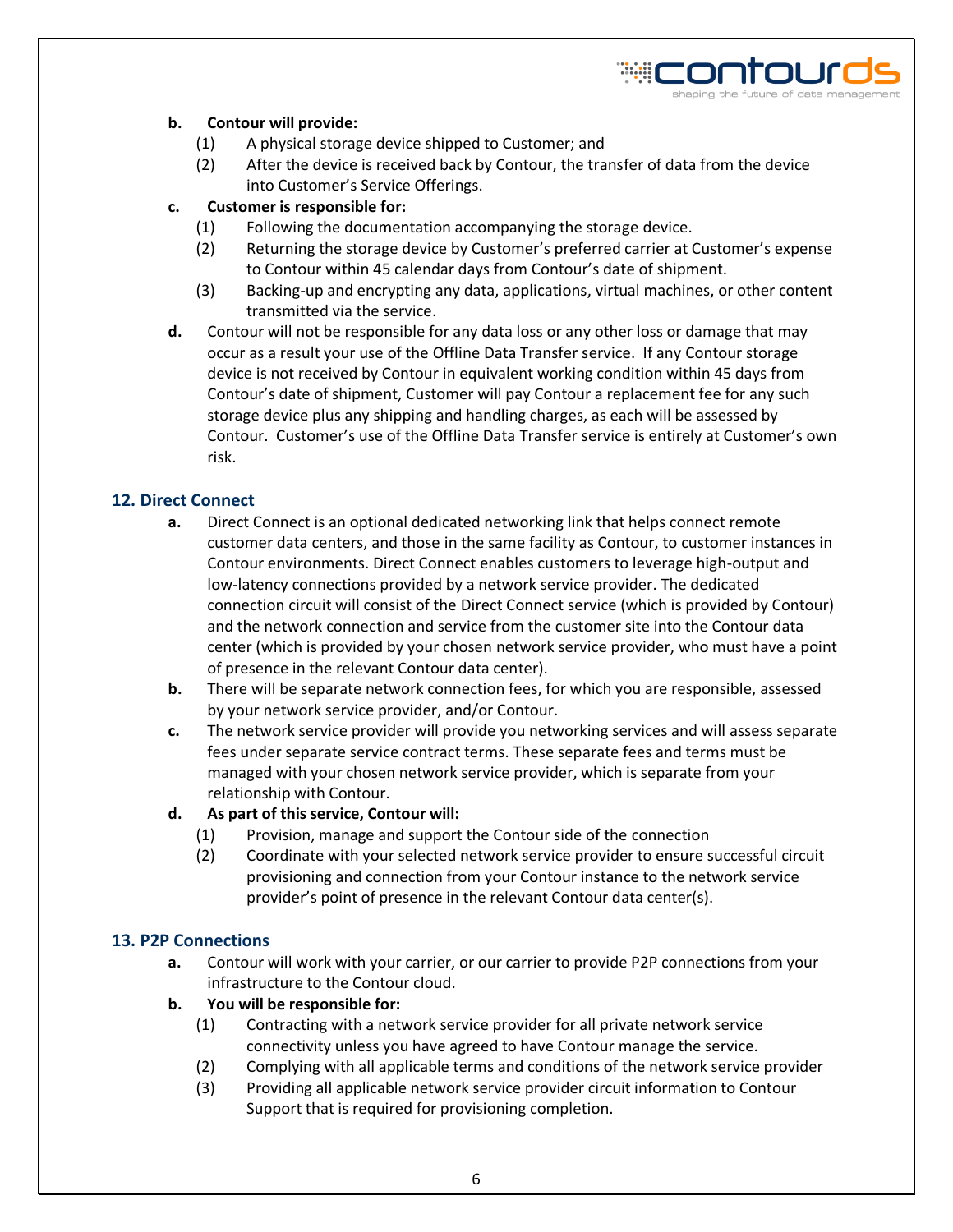**b. Contour will provide:**

(1) A physical storage device shipped to Customer; and

(2) After the device is received back by Contour, the transfer of data from the device into Customer's Service Offerings.

**c. Customer is responsible for:**

(1) Following the documentation accompanying the storage device.

(2) Returning the storage device by Customer's preferred carrier at Customer's expense to Contour within 45 calendar days from Contour's date of shipment.

(3) Backing-up and encrypting any data, applications, virtual machines, or other content transmitted via the service.

**d.** Contour will not be responsible for any data loss or any other loss or damage that may occur as a result your use of the Offline Data Transfer service. If any Contour storage device is not received by Contour in equivalent working condition within 45 days from Contour's date of shipment, Customer will pay Contour a replacement fee for any such storage device plus any shipping and handling charges, as each will be assessed by Contour. Customer's use of the Offline Data Transfer service is entirely at Customer's own risk.

## 12. Direct Connect

**a.** Direct Connect is an optional dedicated networking link that helps connect remote customer data centers, and those in the same facility as Contour, to customer instances in Contour environments. Direct Connect enables customers to leverage high-output and low-latency connections provided by a network service provider. The dedicated connection circuit will consist of the Direct Connect service (which is provided by Contour) and the network connection and service from the customer site into the Contour data center (which is provided by your chosen network service provider, who must have a point of presence in the relevant Contour data center).

**b.** There will be separate network connection fees, for which you are responsible, assessed by your network service provider, and/or Contour.

**c.** The network service provider will provide you networking services and will assess separate fees under separate service contract terms. These separate fees and terms must be managed with your chosen network service provider, which is separate from your relationship with Contour.

**d. As part of this service, Contour will:**

(1) Provision, manage and support the Contour side of the connection

(2) Coordinate with your selected network service provider to ensure successful circuit provisioning and connection from your Contour instance to the network service provider's point of presence in the relevant Contour data center(s).

## 13. P2P Connections

**a.** Contour will work with your carrier, or our carrier to provide P2P connections from your infrastructure to the Contour cloud.

**b. You will be responsible for:**

(1) Contracting with a network service provider for all private network service connectivity unless you have agreed to have Contour manage the service.

(2) Complying with all applicable terms and conditions of the network service provider

(3) Providing all applicable network service provider circuit information to Contour Support that is required for provisioning completion.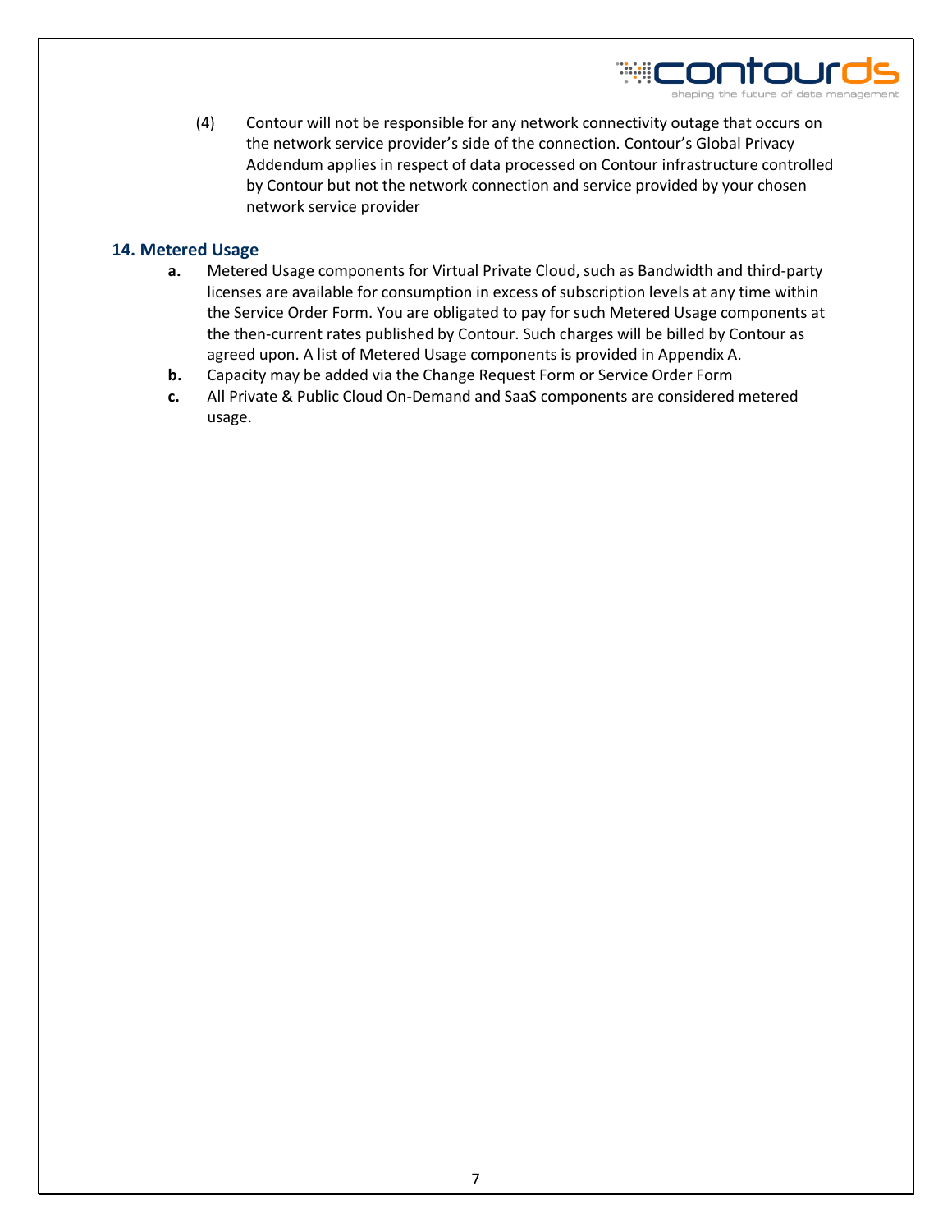(4) Contour will not be responsible for any network connectivity outage that occurs on the network service provider's side of the connection. Contour's Global Privacy Addendum applies in respect of data processed on Contour infrastructure controlled by Contour but not the network connection and service provided by your chosen network service provider

## 14. Metered Usage

**a.** Metered Usage components for Virtual Private Cloud, such as Bandwidth and third-party licenses are available for consumption in excess of subscription levels at any time within the Service Order Form. You are obligated to pay for such Metered Usage components at the then-current rates published by Contour. Such charges will be billed by Contour as agreed upon. A list of Metered Usage components is provided in Appendix A.

**b.** Capacity may be added via the Change Request Form or Service Order Form

**c.** All Private & Public Cloud On-Demand and SaaS components are considered metered usage.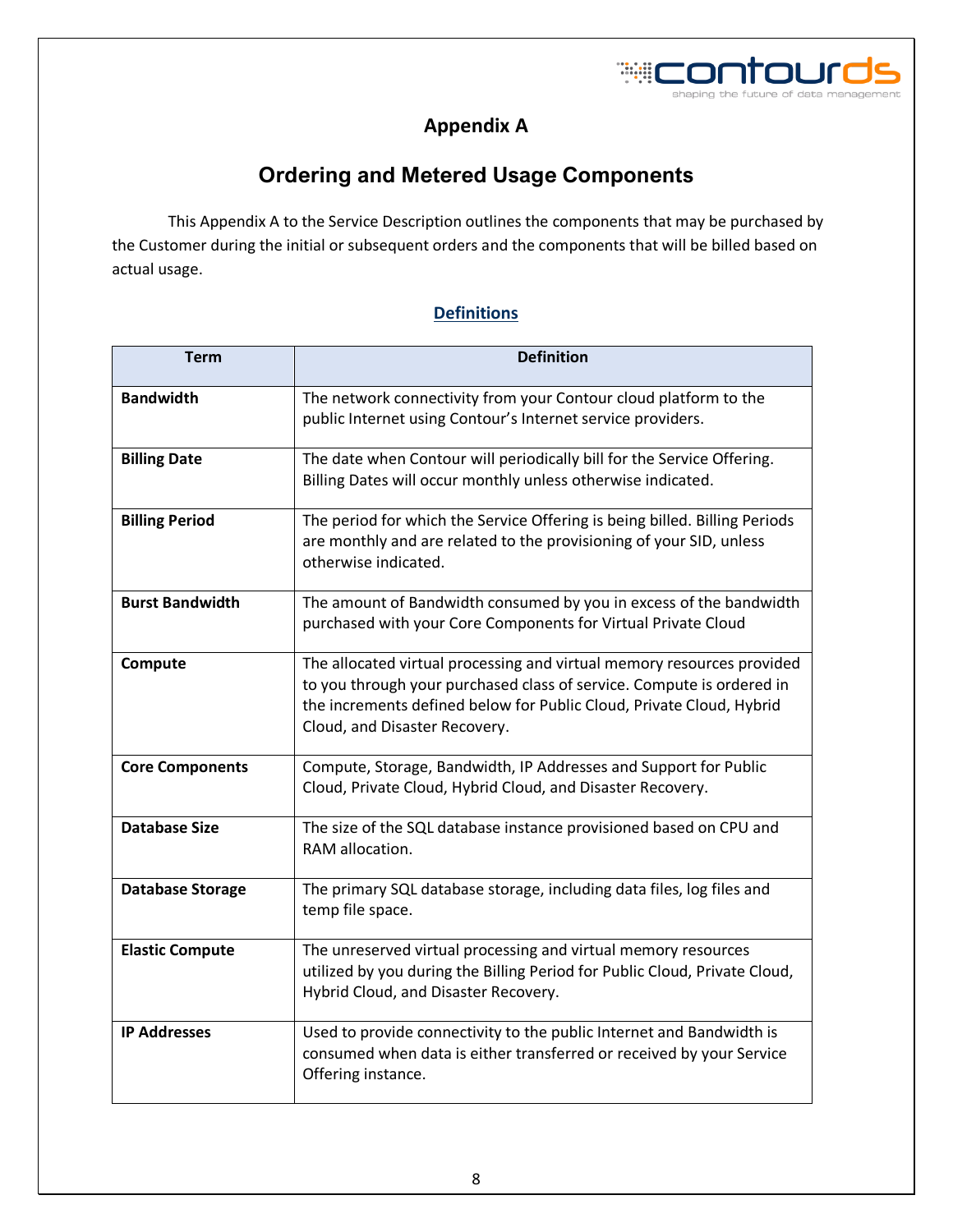# Appendix A

## Ordering and Metered Usage Components

This Appendix A to the Service Description outlines the components that may be purchased by the Customer during the initial or subsequent orders and the components that will be billed based on actual usage.

### Definitions

| Term | Definition |
|---|---|
| **Bandwidth** | The network connectivity from your Contour cloud platform to the public Internet using Contour's Internet service providers. |
| **Billing Date** | The date when Contour will periodically bill for the Service Offering. Billing Dates will occur monthly unless otherwise indicated. |
| **Billing Period** | The period for which the Service Offering is being billed. Billing Periods are monthly and are related to the provisioning of your SID, unless otherwise indicated. |
| **Burst Bandwidth** | The amount of Bandwidth consumed by you in excess of the bandwidth purchased with your Core Components for Virtual Private Cloud |
| **Compute** | The allocated virtual processing and virtual memory resources provided to you through your purchased class of service. Compute is ordered in the increments defined below for Public Cloud, Private Cloud, Hybrid Cloud, and Disaster Recovery. |
| **Core Components** | Compute, Storage, Bandwidth, IP Addresses and Support for Public Cloud, Private Cloud, Hybrid Cloud, and Disaster Recovery. |
| **Database Size** | The size of the SQL database instance provisioned based on CPU and RAM allocation. |
| **Database Storage** | The primary SQL database storage, including data files, log files and temp file space. |
| **Elastic Compute** | The unreserved virtual processing and virtual memory resources utilized by you during the Billing Period for Public Cloud, Private Cloud, Hybrid Cloud, and Disaster Recovery. |
| **IP Addresses** | Used to provide connectivity to the public Internet and Bandwidth is consumed when data is either transferred or received by your Service Offering instance. |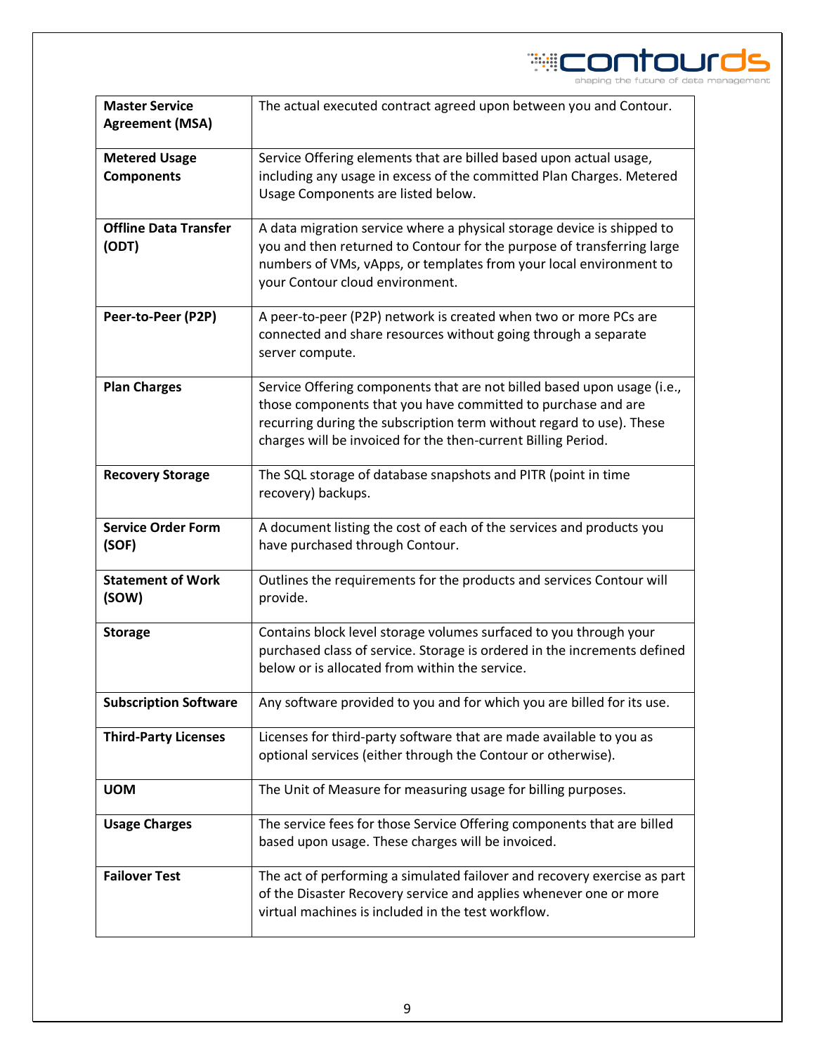| **Master Service Agreement (MSA)** | The actual executed contract agreed upon between you and Contour. |
|---|---|
| **Metered Usage Components** | Service Offering elements that are billed based upon actual usage, including any usage in excess of the committed Plan Charges. Metered Usage Components are listed below. |
| **Offline Data Transfer (ODT)** | A data migration service where a physical storage device is shipped to you and then returned to Contour for the purpose of transferring large numbers of VMs, vApps, or templates from your local environment to your Contour cloud environment. |
| **Peer-to-Peer (P2P)** | A peer-to-peer (P2P) network is created when two or more PCs are connected and share resources without going through a separate server compute. |
| **Plan Charges** | Service Offering components that are not billed based upon usage (i.e., those components that you have committed to purchase and are recurring during the subscription term without regard to use). These charges will be invoiced for the then-current Billing Period. |
| **Recovery Storage** | The SQL storage of database snapshots and PITR (point in time recovery) backups. |
| **Service Order Form (SOF)** | A document listing the cost of each of the services and products you have purchased through Contour. |
| **Statement of Work (SOW)** | Outlines the requirements for the products and services Contour will provide. |
| **Storage** | Contains block level storage volumes surfaced to you through your purchased class of service. Storage is ordered in the increments defined below or is allocated from within the service. |
| **Subscription Software** | Any software provided to you and for which you are billed for its use. |
| **Third-Party Licenses** | Licenses for third-party software that are made available to you as optional services (either through the Contour or otherwise). |
| **UOM** | The Unit of Measure for measuring usage for billing purposes. |
| **Usage Charges** | The service fees for those Service Offering components that are billed based upon usage. These charges will be invoiced. |
| **Failover Test** | The act of performing a simulated failover and recovery exercise as part of the Disaster Recovery service and applies whenever one or more virtual machines is included in the test workflow. |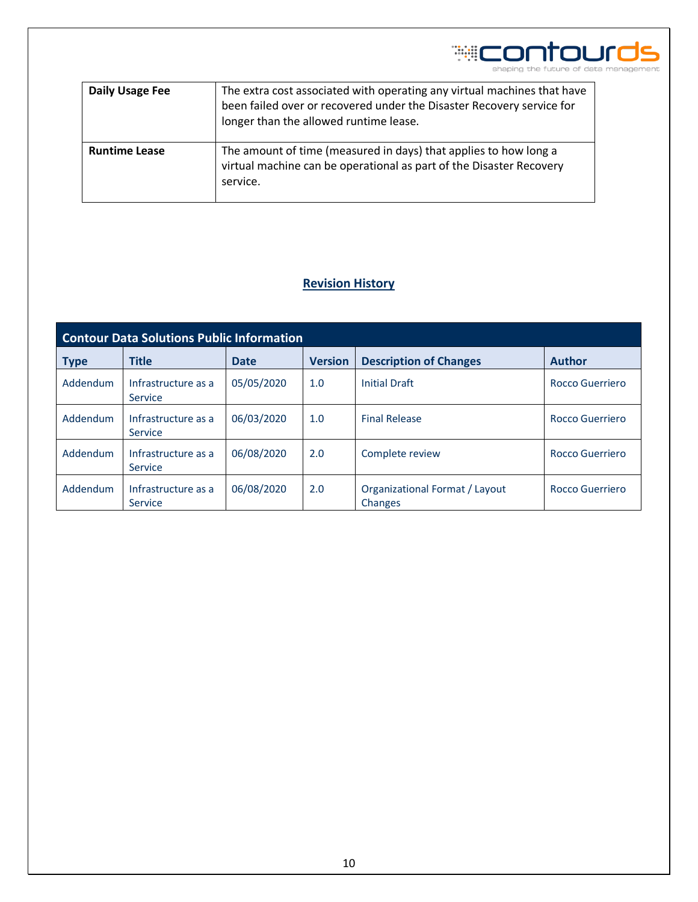| | |
|---|---|
| **Daily Usage Fee** | The extra cost associated with operating any virtual machines that have been failed over or recovered under the Disaster Recovery service for longer than the allowed runtime lease. |
| **Runtime Lease** | The amount of time (measured in days) that applies to how long a virtual machine can be operational as part of the Disaster Recovery service. |

## Revision History

| Contour Data Solutions Public Information | | | | | |
|---|---|---|---|---|---|
| **Type** | **Title** | **Date** | **Version** | **Description of Changes** | **Author** |
| Addendum | Infrastructure as a Service | 05/05/2020 | 1.0 | Initial Draft | Rocco Guerriero |
| Addendum | Infrastructure as a Service | 06/03/2020 | 1.0 | Final Release | Rocco Guerriero |
| Addendum | Infrastructure as a Service | 06/08/2020 | 2.0 | Complete review | Rocco Guerriero |
| Addendum | Infrastructure as a Service | 06/08/2020 | 2.0 | Organizational Format / Layout Changes | Rocco Guerriero |